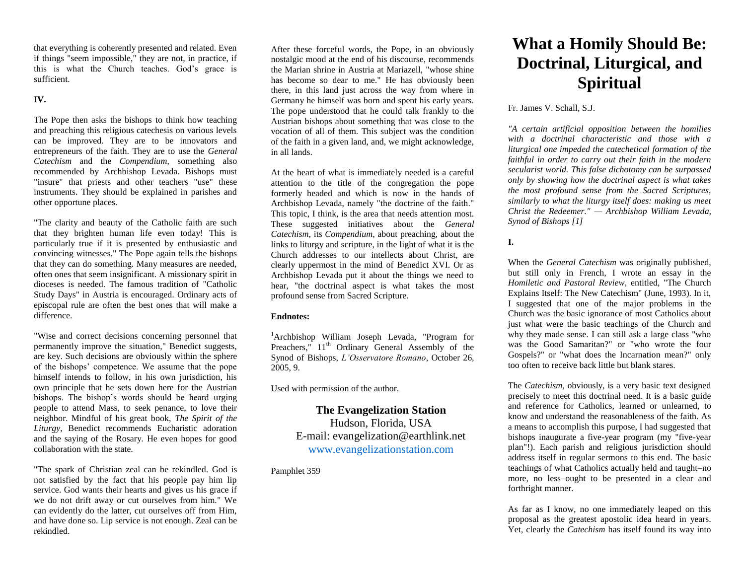# What a Homily Should Be: Doctrinal, Liturgical, and Spiritual

Fr. James V. Schall, S.J.

*"A certain artificial opposition between the homilies with a doctrinal characteristic and those with a liturgical one impeded the catechetical formation of the faithful in order to carry out their faith in the modern secularist world. This false dichotomy can be surpassed only by showing how the doctrinal aspect is what takes the most profound sense from the Sacred Scriptures, similarly to what the liturgy itself does: making us meet Christ the Redeemer." — Archbishop William Levada, Synod of Bishops [1]*

**I.**

When the *General Catechism* was originally published, but still only in French, I wrote an essay in the *Homiletic and Pastoral Review*, entitled, "The Church Explains Itself: The New Catechism" (June, 1993). In it, I suggested that one of the major problems in the Church was the basic ignorance of most Catholics about just what were the basic teachings of the Church and why they made sense. I can still ask a large class "who was the Good Samaritan?" or "who wrote the four Gospels?" or "what does the Incarnation mean?" only too often to receive back little but blank stares.

The *Catechism*, obviously, is a very basic text designed precisely to meet this doctrinal need. It is a basic guide and reference for Catholics, learned or unlearned, to know and understand the reasonableness of the faith. As a means to accomplish this purpose, I had suggested that bishops inaugurate a five-year program (my "five-year plan"!). Each parish and religious jurisdiction should address itself in regular sermons to this end. The basic teachings of what Catholics actually held and taught–no more, no less–ought to be presented in a clear and forthright manner.

As far as I know, no one immediately leaped on this proposal as the greatest apostolic idea heard in years. Yet, clearly the *Catechism* has itself found its way into

that everything is coherently presented and related. Even if things "seem impossible," they are not, in practice, if this is what the Church teaches. God's grace is sufficient.

**IV.**

The Pope then asks the bishops to think how teaching and preaching this religious catechesis on various levels can be improved. They are to be innovators and entrepreneurs of the faith. They are to use the *General Catechism* and the *Compendium*, something also recommended by Archbishop Levada. Bishops must "insure" that priests and other teachers "use" these instruments. They should be explained in parishes and other opportune places.

"The clarity and beauty of the Catholic faith are such that they brighten human life even today! This is particularly true if it is presented by enthusiastic and convincing witnesses." The Pope again tells the bishops that they can do something. Many measures are needed, often ones that seem insignificant. A missionary spirit in dioceses is needed. The famous tradition of "Catholic Study Days" in Austria is encouraged. Ordinary acts of episcopal rule are often the best ones that will make a difference.

"Wise and correct decisions concerning personnel that permanently improve the situation," Benedict suggests, are key. Such decisions are obviously within the sphere of the bishops' competence. We assume that the pope himself intends to follow, in his own jurisdiction, his own principle that he sets down here for the Austrian bishops. The bishop's words should be heard–urging people to attend Mass, to seek penance, to love their neighbor. Mindful of his great book, *The Spirit of the Liturgy*, Benedict recommends Eucharistic adoration and the saying of the Rosary. He even hopes for good collaboration with the state.

"The spark of Christian zeal can be rekindled. God is not satisfied by the fact that his people pay him lip service. God wants their hearts and gives us his grace if we do not drift away or cut ourselves from him." We can evidently do the latter, cut ourselves off from Him, and have done so. Lip service is not enough. Zeal can be rekindled.

After these forceful words, the Pope, in an obviously nostalgic mood at the end of his discourse, recommends the Marian shrine in Austria at Mariazell, "whose shine has become so dear to me." He has obviously been there, in this land just across the way from where in Germany he himself was born and spent his early years. The pope understood that he could talk frankly to the Austrian bishops about something that was close to the vocation of all of them. This subject was the condition of the faith in a given land, and, we might acknowledge, in all lands.

At the heart of what is immediately needed is a careful attention to the title of the congregation the pope formerly headed and which is now in the hands of Archbishop Levada, namely "the doctrine of the faith." This topic, I think, is the area that needs attention most. These suggested initiatives about the *General Catechism*, its *Compendium*, about preaching, about the links to liturgy and scripture, in the light of what it is the Church addresses to our intellects about Christ, are clearly uppermost in the mind of Benedict XVI. Or as Archbishop Levada put it about the things we need to hear, "the doctrinal aspect is what takes the most profound sense from Sacred Scripture.

**Endnotes:**

[1] Archbishop William Joseph Levada, "Program for Preachers," 11th Ordinary General Assembly of the Synod of Bishops, *L'Osservatore Romano*, October 26, 2005, 9.

Used with permission of the author.

**The Evangelization Station**
Hudson, Florida, USA
E-mail: evangelization@earthlink.net
www.evangelizationstation.com

Pamphlet 359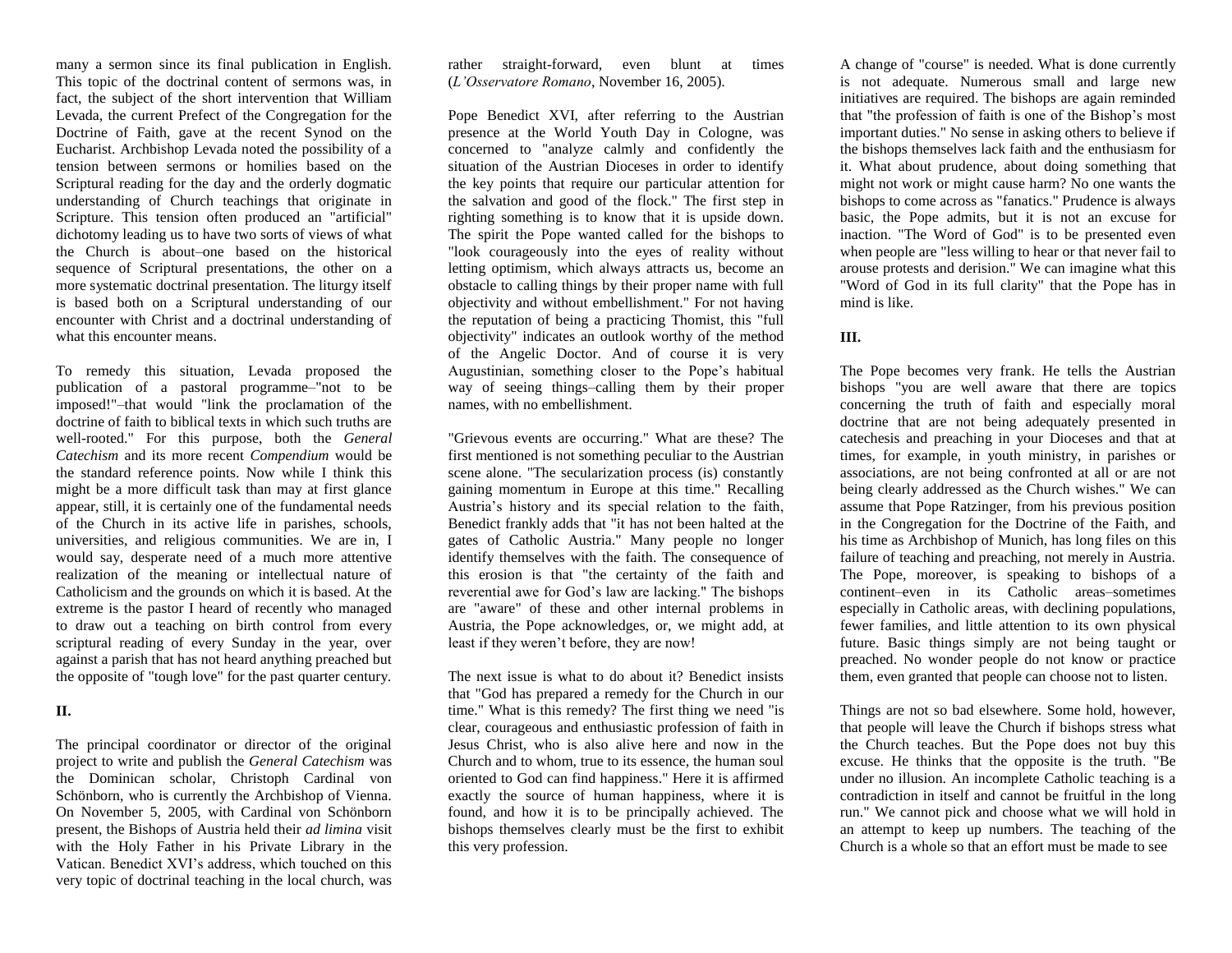many a sermon since its final publication in English. This topic of the doctrinal content of sermons was, in fact, the subject of the short intervention that William Levada, the current Prefect of the Congregation for the Doctrine of Faith, gave at the recent Synod on the Eucharist. Archbishop Levada noted the possibility of a tension between sermons or homilies based on the Scriptural reading for the day and the orderly dogmatic understanding of Church teachings that originate in Scripture. This tension often produced an "artificial" dichotomy leading us to have two sorts of views of what the Church is about–one based on the historical sequence of Scriptural presentations, the other on a more systematic doctrinal presentation. The liturgy itself is based both on a Scriptural understanding of our encounter with Christ and a doctrinal understanding of what this encounter means.

To remedy this situation, Levada proposed the publication of a pastoral programme–"not to be imposed!"–that would "link the proclamation of the doctrine of faith to biblical texts in which such truths are well-rooted." For this purpose, both the *General Catechism* and its more recent *Compendium* would be the standard reference points. Now while I think this might be a more difficult task than may at first glance appear, still, it is certainly one of the fundamental needs of the Church in its active life in parishes, schools, universities, and religious communities. We are in, I would say, desperate need of a much more attentive realization of the meaning or intellectual nature of Catholicism and the grounds on which it is based. At the extreme is the pastor I heard of recently who managed to draw out a teaching on birth control from every scriptural reading of every Sunday in the year, over against a parish that has not heard anything preached but the opposite of "tough love" for the past quarter century.

## II.

The principal coordinator or director of the original project to write and publish the *General Catechism* was the Dominican scholar, Christoph Cardinal von Schönborn, who is currently the Archbishop of Vienna. On November 5, 2005, with Cardinal von Schönborn present, the Bishops of Austria held their *ad limina* visit with the Holy Father in his Private Library in the Vatican. Benedict XVI's address, which touched on this very topic of doctrinal teaching in the local church, was rather straight-forward, even blunt at times (*L'Osservatore Romano*, November 16, 2005).

Pope Benedict XVI, after referring to the Austrian presence at the World Youth Day in Cologne, was concerned to "analyze calmly and confidently the situation of the Austrian Dioceses in order to identify the key points that require our particular attention for the salvation and good of the flock." The first step in righting something is to know that it is upside down. The spirit the Pope wanted called for the bishops to "look courageously into the eyes of reality without letting optimism, which always attracts us, become an obstacle to calling things by their proper name with full objectivity and without embellishment." For not having the reputation of being a practicing Thomist, this "full objectivity" indicates an outlook worthy of the method of the Angelic Doctor. And of course it is very Augustinian, something closer to the Pope's habitual way of seeing things–calling them by their proper names, with no embellishment.

"Grievous events are occurring." What are these? The first mentioned is not something peculiar to the Austrian scene alone. "The secularization process (is) constantly gaining momentum in Europe at this time." Recalling Austria's history and its special relation to the faith, Benedict frankly adds that "it has not been halted at the gates of Catholic Austria." Many people no longer identify themselves with the faith. The consequence of this erosion is that "the certainty of the faith and reverential awe for God's law are lacking." The bishops are "aware" of these and other internal problems in Austria, the Pope acknowledges, or, we might add, at least if they weren't before, they are now!

The next issue is what to do about it? Benedict insists that "God has prepared a remedy for the Church in our time." What is this remedy? The first thing we need "is clear, courageous and enthusiastic profession of faith in Jesus Christ, who is also alive here and now in the Church and to whom, true to its essence, the human soul oriented to God can find happiness." Here it is affirmed exactly the source of human happiness, where it is found, and how it is to be principally achieved. The bishops themselves clearly must be the first to exhibit this very profession.

A change of "course" is needed. What is done currently is not adequate. Numerous small and large new initiatives are required. The bishops are again reminded that "the profession of faith is one of the Bishop's most important duties." No sense in asking others to believe if the bishops themselves lack faith and the enthusiasm for it. What about prudence, about doing something that might not work or might cause harm? No one wants the bishops to come across as "fanatics." Prudence is always basic, the Pope admits, but it is not an excuse for inaction. "The Word of God" is to be presented even when people are "less willing to hear or that never fail to arouse protests and derision." We can imagine what this "Word of God in its full clarity" that the Pope has in mind is like.

## III.

The Pope becomes very frank. He tells the Austrian bishops "you are well aware that there are topics concerning the truth of faith and especially moral doctrine that are not being adequately presented in catechesis and preaching in your Dioceses and that at times, for example, in youth ministry, in parishes or associations, are not being confronted at all or are not being clearly addressed as the Church wishes." We can assume that Pope Ratzinger, from his previous position in the Congregation for the Doctrine of the Faith, and his time as Archbishop of Munich, has long files on this failure of teaching and preaching, not merely in Austria. The Pope, moreover, is speaking to bishops of a continent–even in its Catholic areas–sometimes especially in Catholic areas, with declining populations, fewer families, and little attention to its own physical future. Basic things simply are not being taught or preached. No wonder people do not know or practice them, even granted that people can choose not to listen.

Things are not so bad elsewhere. Some hold, however, that people will leave the Church if bishops stress what the Church teaches. But the Pope does not buy this excuse. He thinks that the opposite is the truth. "Be under no illusion. An incomplete Catholic teaching is a contradiction in itself and cannot be fruitful in the long run." We cannot pick and choose what we will hold in an attempt to keep up numbers. The teaching of the Church is a whole so that an effort must be made to see